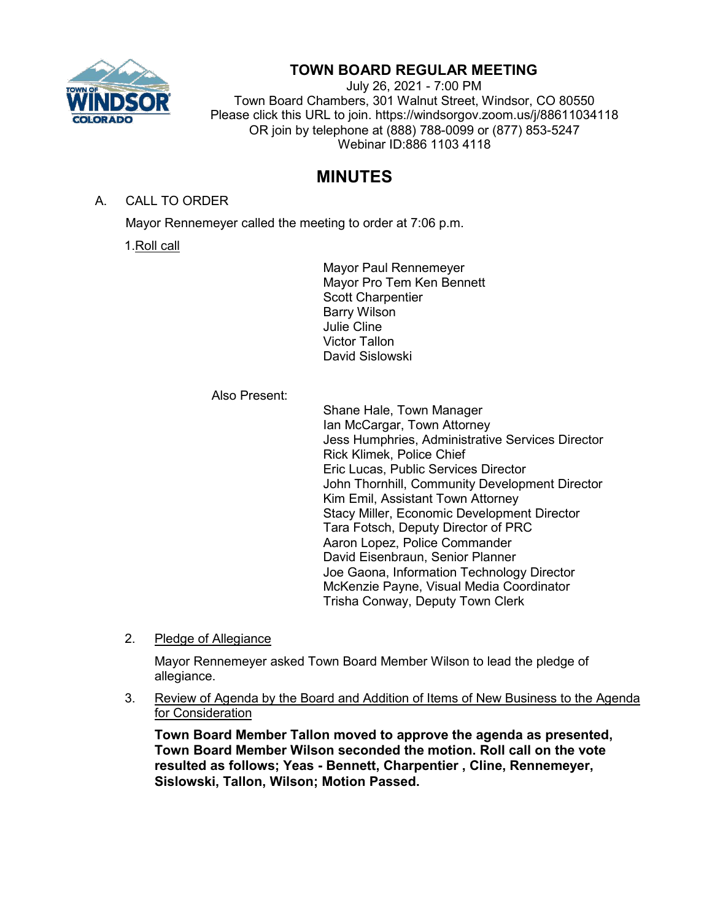# TOWN BOARD REGULAR MEETING

July 26, 2021 - 7:00 PM
Town Board Chambers, 301 Walnut Street, Windsor, CO 80550
Please click this URL to join. https://windsorgov.zoom.us/j/88611034118
OR join by telephone at (888) 788-0099 or (877) 853-5247
Webinar ID:886 1103 4118

## MINUTES

A. CALL TO ORDER

Mayor Rennemeyer called the meeting to order at 7:06 p.m.

1. Roll call

Mayor Paul Rennemeyer
Mayor Pro Tem Ken Bennett
Scott Charpentier
Barry Wilson
Julie Cline
Victor Tallon
David Sislowski

Also Present:

Shane Hale, Town Manager
Ian McCargar, Town Attorney
Jess Humphries, Administrative Services Director
Rick Klimek, Police Chief
Eric Lucas, Public Services Director
John Thornhill, Community Development Director
Kim Emil, Assistant Town Attorney
Stacy Miller, Economic Development Director
Tara Fotsch, Deputy Director of PRC
Aaron Lopez, Police Commander
David Eisenbraun, Senior Planner
Joe Gaona, Information Technology Director
McKenzie Payne, Visual Media Coordinator
Trisha Conway, Deputy Town Clerk

2. Pledge of Allegiance

Mayor Rennemeyer asked Town Board Member Wilson to lead the pledge of allegiance.

3. Review of Agenda by the Board and Addition of Items of New Business to the Agenda for Consideration

**Town Board Member Tallon moved to approve the agenda as presented, Town Board Member Wilson seconded the motion. Roll call on the vote resulted as follows; Yeas - Bennett, Charpentier , Cline, Rennemeyer, Sislowski, Tallon, Wilson; Motion Passed.**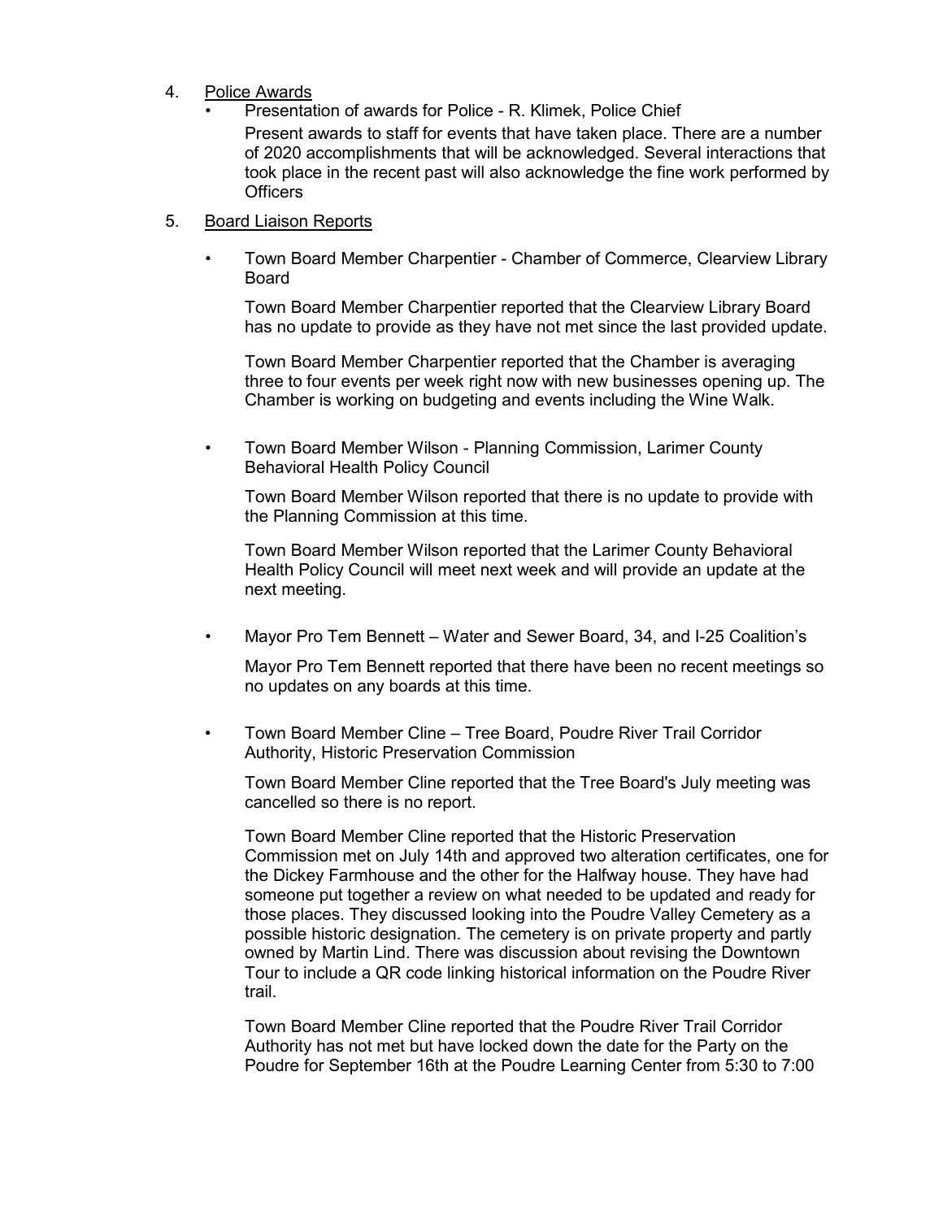4. Police Awards
   - Presentation of awards for Police - R. Klimek, Police Chief

     Present awards to staff for events that have taken place. There are a number of 2020 accomplishments that will be acknowledged. Several interactions that took place in the recent past will also acknowledge the fine work performed by Officers

5. Board Liaison Reports

   - Town Board Member Charpentier - Chamber of Commerce, Clearview Library Board

     Town Board Member Charpentier reported that the Clearview Library Board has no update to provide as they have not met since the last provided update.

     Town Board Member Charpentier reported that the Chamber is averaging three to four events per week right now with new businesses opening up. The Chamber is working on budgeting and events including the Wine Walk.

   - Town Board Member Wilson - Planning Commission, Larimer County Behavioral Health Policy Council

     Town Board Member Wilson reported that there is no update to provide with the Planning Commission at this time.

     Town Board Member Wilson reported that the Larimer County Behavioral Health Policy Council will meet next week and will provide an update at the next meeting.

   - Mayor Pro Tem Bennett – Water and Sewer Board, 34, and I-25 Coalition's

     Mayor Pro Tem Bennett reported that there have been no recent meetings so no updates on any boards at this time.

   - Town Board Member Cline – Tree Board, Poudre River Trail Corridor Authority, Historic Preservation Commission

     Town Board Member Cline reported that the Tree Board's July meeting was cancelled so there is no report.

     Town Board Member Cline reported that the Historic Preservation Commission met on July 14th and approved two alteration certificates, one for the Dickey Farmhouse and the other for the Halfway house. They have had someone put together a review on what needed to be updated and ready for those places. They discussed looking into the Poudre Valley Cemetery as a possible historic designation. The cemetery is on private property and partly owned by Martin Lind. There was discussion about revising the Downtown Tour to include a QR code linking historical information on the Poudre River trail.

     Town Board Member Cline reported that the Poudre River Trail Corridor Authority has not met but have locked down the date for the Party on the Poudre for September 16th at the Poudre Learning Center from 5:30 to 7:00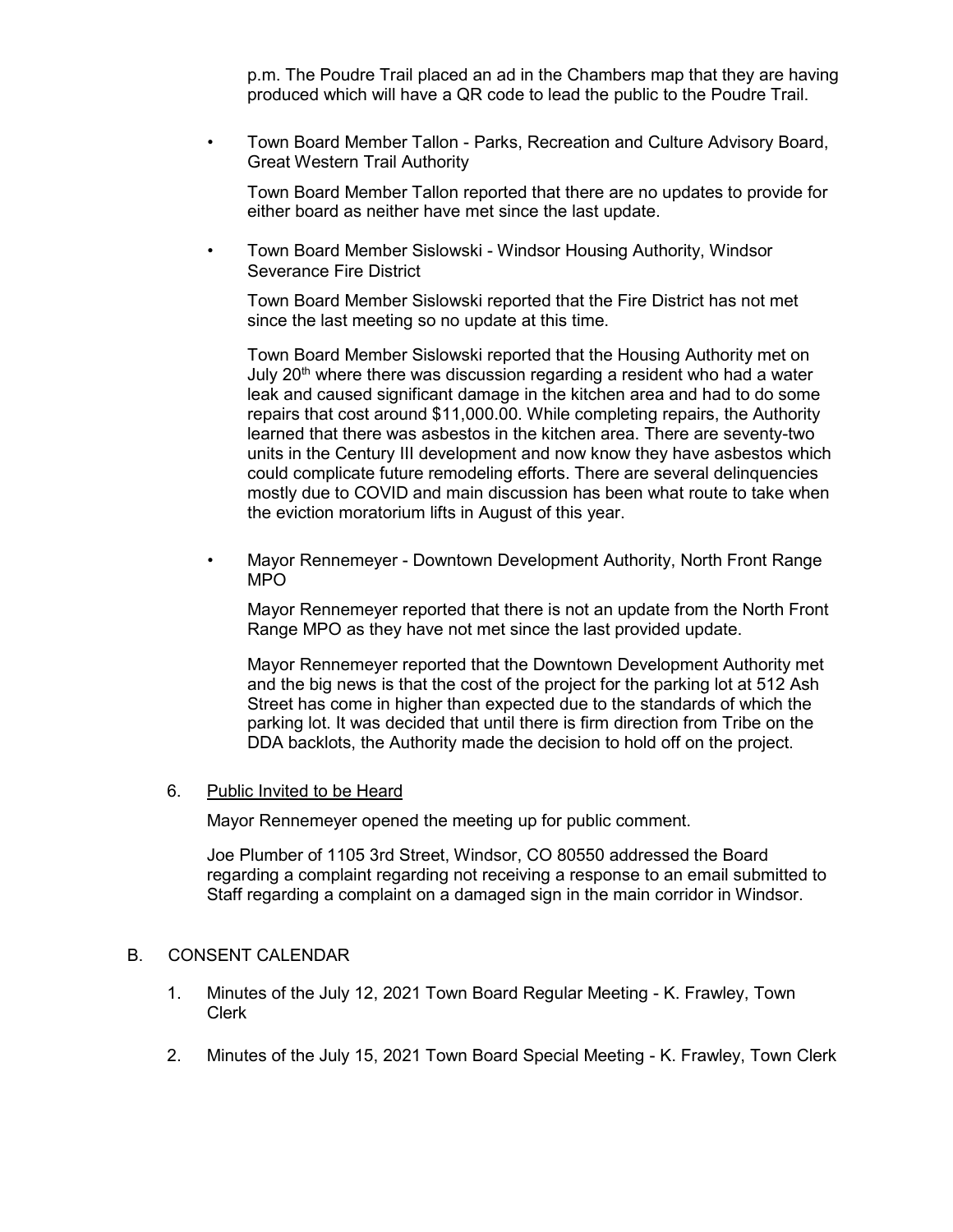p.m. The Poudre Trail placed an ad in the Chambers map that they are having produced which will have a QR code to lead the public to the Poudre Trail.

- Town Board Member Tallon - Parks, Recreation and Culture Advisory Board, Great Western Trail Authority

  Town Board Member Tallon reported that there are no updates to provide for either board as neither have met since the last update.

- Town Board Member Sislowski - Windsor Housing Authority, Windsor Severance Fire District

  Town Board Member Sislowski reported that the Fire District has not met since the last meeting so no update at this time.

  Town Board Member Sislowski reported that the Housing Authority met on July 20th where there was discussion regarding a resident who had a water leak and caused significant damage in the kitchen area and had to do some repairs that cost around $11,000.00. While completing repairs, the Authority learned that there was asbestos in the kitchen area. There are seventy-two units in the Century III development and now know they have asbestos which could complicate future remodeling efforts. There are several delinquencies mostly due to COVID and main discussion has been what route to take when the eviction moratorium lifts in August of this year.

- Mayor Rennemeyer - Downtown Development Authority, North Front Range MPO

  Mayor Rennemeyer reported that there is not an update from the North Front Range MPO as they have not met since the last provided update.

  Mayor Rennemeyer reported that the Downtown Development Authority met and the big news is that the cost of the project for the parking lot at 512 Ash Street has come in higher than expected due to the standards of which the parking lot. It was decided that until there is firm direction from Tribe on the DDA backlots, the Authority made the decision to hold off on the project.

6. <u>Public Invited to be Heard</u>

   Mayor Rennemeyer opened the meeting up for public comment.

   Joe Plumber of 1105 3rd Street, Windsor, CO 80550 addressed the Board regarding a complaint regarding not receiving a response to an email submitted to Staff regarding a complaint on a damaged sign in the main corridor in Windsor.

B. CONSENT CALENDAR

1. Minutes of the July 12, 2021 Town Board Regular Meeting - K. Frawley, Town Clerk

2. Minutes of the July 15, 2021 Town Board Special Meeting - K. Frawley, Town Clerk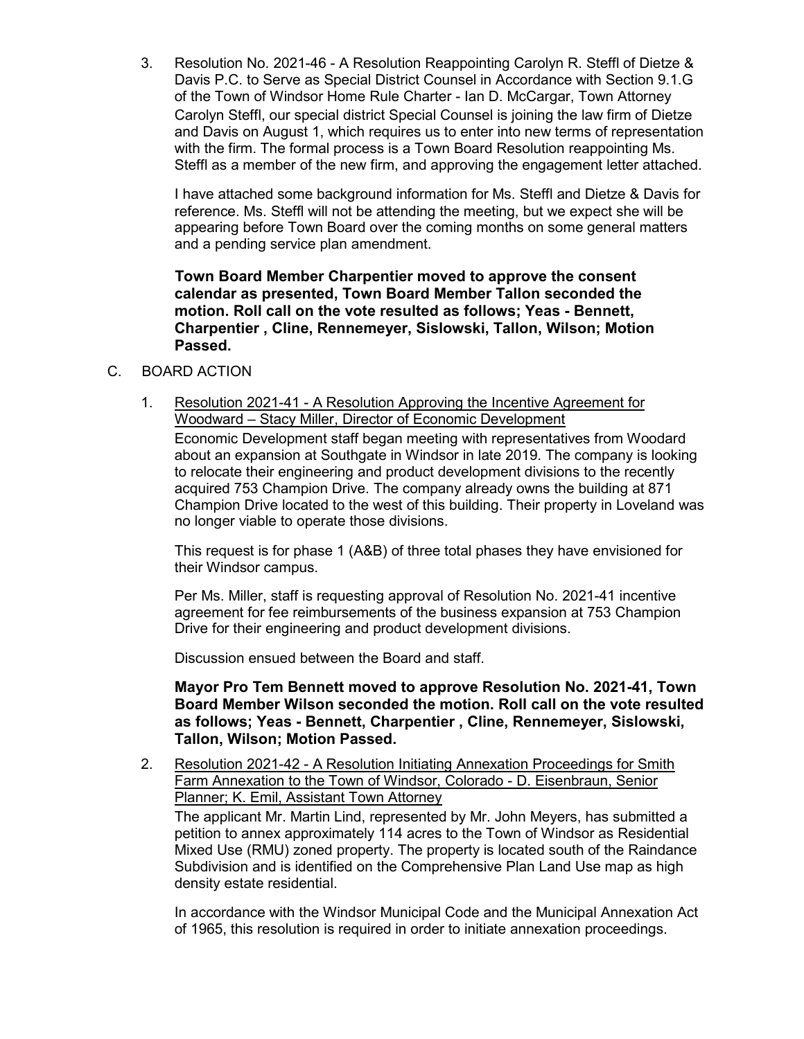3. Resolution No. 2021-46 - A Resolution Reappointing Carolyn R. Steffl of Dietze & Davis P.C. to Serve as Special District Counsel in Accordance with Section 9.1.G of the Town of Windsor Home Rule Charter - Ian D. McCargar, Town Attorney

   Carolyn Steffl, our special district Special Counsel is joining the law firm of Dietze and Davis on August 1, which requires us to enter into new terms of representation with the firm. The formal process is a Town Board Resolution reappointing Ms. Steffl as a member of the new firm, and approving the engagement letter attached.

   I have attached some background information for Ms. Steffl and Dietze & Davis for reference. Ms. Steffl will not be attending the meeting, but we expect she will be appearing before Town Board over the coming months on some general matters and a pending service plan amendment.

   **Town Board Member Charpentier moved to approve the consent calendar as presented, Town Board Member Tallon seconded the motion. Roll call on the vote resulted as follows; Yeas - Bennett, Charpentier , Cline, Rennemeyer, Sislowski, Tallon, Wilson; Motion Passed.**

C. BOARD ACTION

1. Resolution 2021-41 - A Resolution Approving the Incentive Agreement for Woodward – Stacy Miller, Director of Economic Development

   Economic Development staff began meeting with representatives from Woodard about an expansion at Southgate in Windsor in late 2019. The company is looking to relocate their engineering and product development divisions to the recently acquired 753 Champion Drive. The company already owns the building at 871 Champion Drive located to the west of this building. Their property in Loveland was no longer viable to operate those divisions.

   This request is for phase 1 (A&B) of three total phases they have envisioned for their Windsor campus.

   Per Ms. Miller, staff is requesting approval of Resolution No. 2021-41 incentive agreement for fee reimbursements of the business expansion at 753 Champion Drive for their engineering and product development divisions.

   Discussion ensued between the Board and staff.

   **Mayor Pro Tem Bennett moved to approve Resolution No. 2021-41, Town Board Member Wilson seconded the motion. Roll call on the vote resulted as follows; Yeas - Bennett, Charpentier , Cline, Rennemeyer, Sislowski, Tallon, Wilson; Motion Passed.**

2. Resolution 2021-42 - A Resolution Initiating Annexation Proceedings for Smith Farm Annexation to the Town of Windsor, Colorado - D. Eisenbraun, Senior Planner; K. Emil, Assistant Town Attorney

   The applicant Mr. Martin Lind, represented by Mr. John Meyers, has submitted a petition to annex approximately 114 acres to the Town of Windsor as Residential Mixed Use (RMU) zoned property. The property is located south of the Raindance Subdivision and is identified on the Comprehensive Plan Land Use map as high density estate residential.

   In accordance with the Windsor Municipal Code and the Municipal Annexation Act of 1965, this resolution is required in order to initiate annexation proceedings.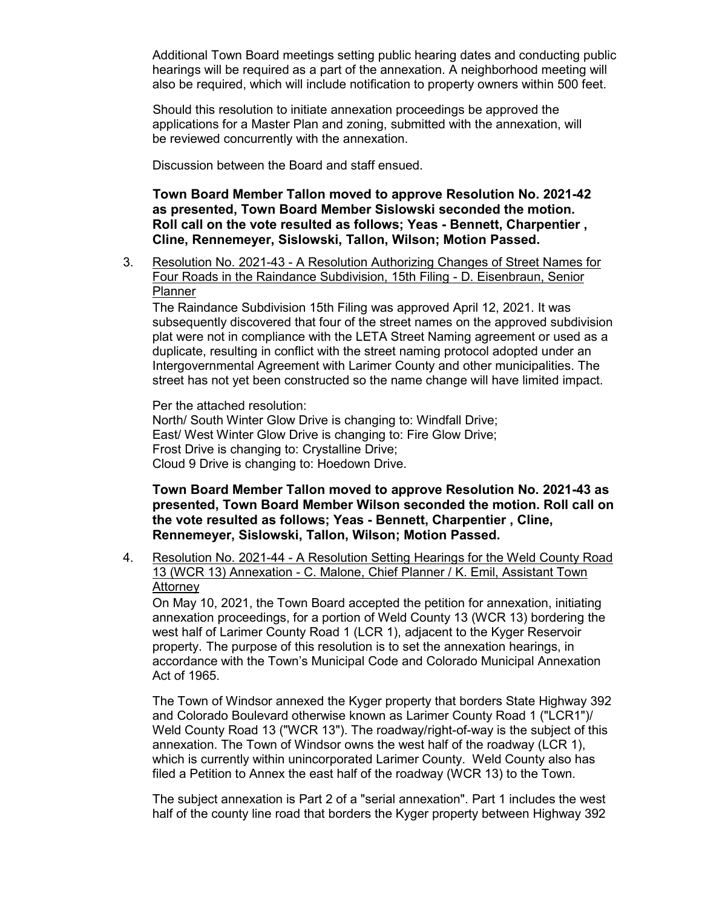Additional Town Board meetings setting public hearing dates and conducting public hearings will be required as a part of the annexation. A neighborhood meeting will also be required, which will include notification to property owners within 500 feet.

Should this resolution to initiate annexation proceedings be approved the applications for a Master Plan and zoning, submitted with the annexation, will be reviewed concurrently with the annexation.

Discussion between the Board and staff ensued.

**Town Board Member Tallon moved to approve Resolution No. 2021-42 as presented, Town Board Member Sislowski seconded the motion. Roll call on the vote resulted as follows; Yeas - Bennett, Charpentier , Cline, Rennemeyer, Sislowski, Tallon, Wilson; Motion Passed.**

3. Resolution No. 2021-43 - A Resolution Authorizing Changes of Street Names for Four Roads in the Raindance Subdivision, 15th Filing - D. Eisenbraun, Senior Planner

   The Raindance Subdivision 15th Filing was approved April 12, 2021. It was subsequently discovered that four of the street names on the approved subdivision plat were not in compliance with the LETA Street Naming agreement or used as a duplicate, resulting in conflict with the street naming protocol adopted under an Intergovernmental Agreement with Larimer County and other municipalities. The street has not yet been constructed so the name change will have limited impact.

   Per the attached resolution:
   North/ South Winter Glow Drive is changing to: Windfall Drive;
   East/ West Winter Glow Drive is changing to: Fire Glow Drive;
   Frost Drive is changing to: Crystalline Drive;
   Cloud 9 Drive is changing to: Hoedown Drive.

   **Town Board Member Tallon moved to approve Resolution No. 2021-43 as presented, Town Board Member Wilson seconded the motion. Roll call on the vote resulted as follows; Yeas - Bennett, Charpentier , Cline, Rennemeyer, Sislowski, Tallon, Wilson; Motion Passed.**

4. Resolution No. 2021-44 - A Resolution Setting Hearings for the Weld County Road 13 (WCR 13) Annexation - C. Malone, Chief Planner / K. Emil, Assistant Town Attorney

   On May 10, 2021, the Town Board accepted the petition for annexation, initiating annexation proceedings, for a portion of Weld County 13 (WCR 13) bordering the west half of Larimer County Road 1 (LCR 1), adjacent to the Kyger Reservoir property. The purpose of this resolution is to set the annexation hearings, in accordance with the Town's Municipal Code and Colorado Municipal Annexation Act of 1965.

   The Town of Windsor annexed the Kyger property that borders State Highway 392 and Colorado Boulevard otherwise known as Larimer County Road 1 ("LCR1")/ Weld County Road 13 ("WCR 13"). The roadway/right-of-way is the subject of this annexation. The Town of Windsor owns the west half of the roadway (LCR 1), which is currently within unincorporated Larimer County. Weld County also has filed a Petition to Annex the east half of the roadway (WCR 13) to the Town.

   The subject annexation is Part 2 of a "serial annexation". Part 1 includes the west half of the county line road that borders the Kyger property between Highway 392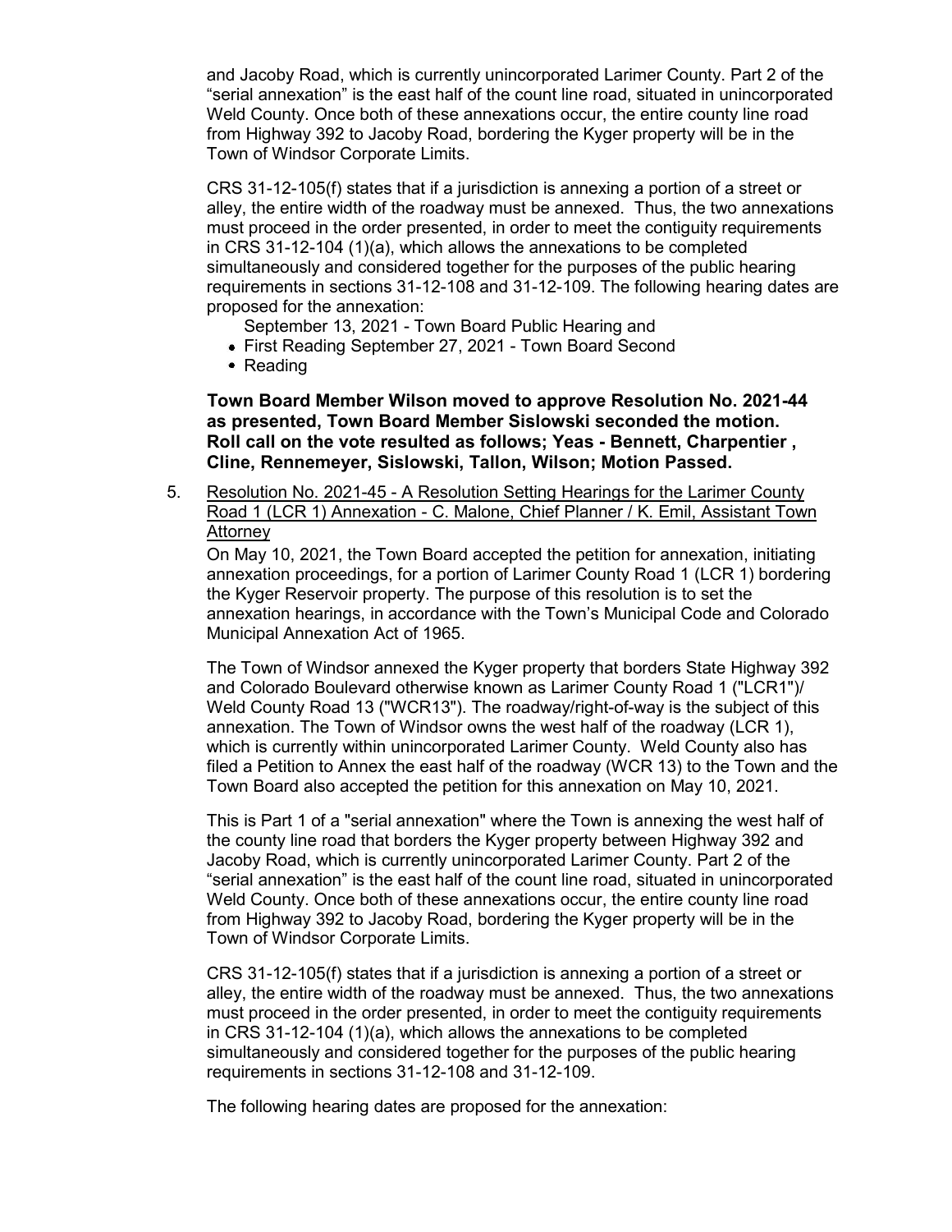and Jacoby Road, which is currently unincorporated Larimer County. Part 2 of the "serial annexation" is the east half of the count line road, situated in unincorporated Weld County. Once both of these annexations occur, the entire county line road from Highway 392 to Jacoby Road, bordering the Kyger property will be in the Town of Windsor Corporate Limits.

CRS 31-12-105(f) states that if a jurisdiction is annexing a portion of a street or alley, the entire width of the roadway must be annexed. Thus, the two annexations must proceed in the order presented, in order to meet the contiguity requirements in CRS 31-12-104 (1)(a), which allows the annexations to be completed simultaneously and considered together for the purposes of the public hearing requirements in sections 31-12-108 and 31-12-109. The following hearing dates are proposed for the annexation:

September 13, 2021 - Town Board Public Hearing and

- First Reading September 27, 2021 - Town Board Second
- Reading

**Town Board Member Wilson moved to approve Resolution No. 2021-44 as presented, Town Board Member Sislowski seconded the motion. Roll call on the vote resulted as follows; Yeas - Bennett, Charpentier , Cline, Rennemeyer, Sislowski, Tallon, Wilson; Motion Passed.**

5. Resolution No. 2021-45 - A Resolution Setting Hearings for the Larimer County Road 1 (LCR 1) Annexation - C. Malone, Chief Planner / K. Emil, Assistant Town Attorney

   On May 10, 2021, the Town Board accepted the petition for annexation, initiating annexation proceedings, for a portion of Larimer County Road 1 (LCR 1) bordering the Kyger Reservoir property. The purpose of this resolution is to set the annexation hearings, in accordance with the Town's Municipal Code and Colorado Municipal Annexation Act of 1965.

   The Town of Windsor annexed the Kyger property that borders State Highway 392 and Colorado Boulevard otherwise known as Larimer County Road 1 ("LCR1")/ Weld County Road 13 ("WCR13"). The roadway/right-of-way is the subject of this annexation. The Town of Windsor owns the west half of the roadway (LCR 1), which is currently within unincorporated Larimer County. Weld County also has filed a Petition to Annex the east half of the roadway (WCR 13) to the Town and the Town Board also accepted the petition for this annexation on May 10, 2021.

   This is Part 1 of a "serial annexation" where the Town is annexing the west half of the county line road that borders the Kyger property between Highway 392 and Jacoby Road, which is currently unincorporated Larimer County. Part 2 of the "serial annexation" is the east half of the count line road, situated in unincorporated Weld County. Once both of these annexations occur, the entire county line road from Highway 392 to Jacoby Road, bordering the Kyger property will be in the Town of Windsor Corporate Limits.

   CRS 31-12-105(f) states that if a jurisdiction is annexing a portion of a street or alley, the entire width of the roadway must be annexed. Thus, the two annexations must proceed in the order presented, in order to meet the contiguity requirements in CRS 31-12-104 (1)(a), which allows the annexations to be completed simultaneously and considered together for the purposes of the public hearing requirements in sections 31-12-108 and 31-12-109.

   The following hearing dates are proposed for the annexation: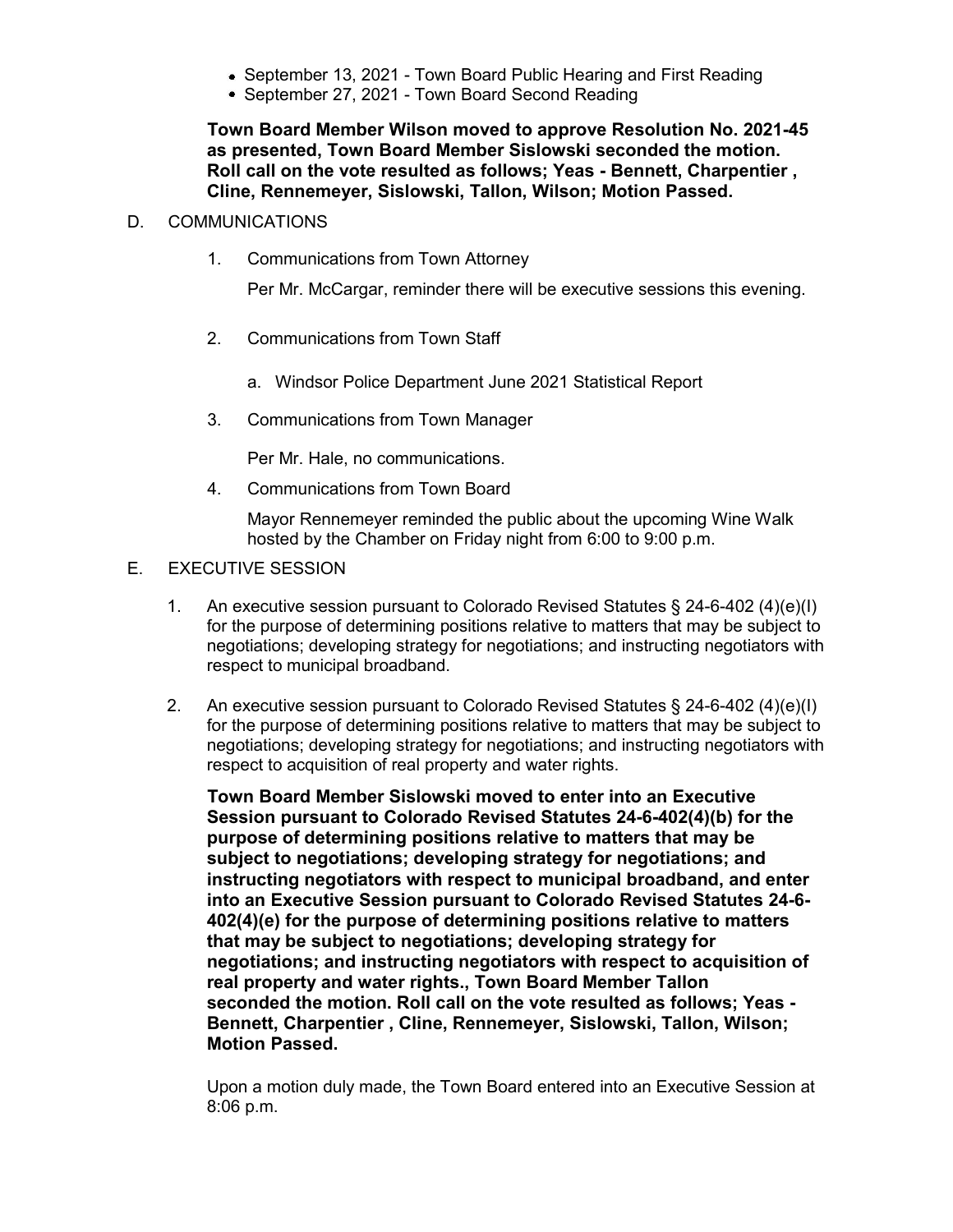- September 13, 2021 - Town Board Public Hearing and First Reading
- September 27, 2021 - Town Board Second Reading

**Town Board Member Wilson moved to approve Resolution No. 2021-45 as presented, Town Board Member Sislowski seconded the motion. Roll call on the vote resulted as follows; Yeas - Bennett, Charpentier , Cline, Rennemeyer, Sislowski, Tallon, Wilson; Motion Passed.**

D. COMMUNICATIONS

1. Communications from Town Attorney

   Per Mr. McCargar, reminder there will be executive sessions this evening.

2. Communications from Town Staff

   a. Windsor Police Department June 2021 Statistical Report

3. Communications from Town Manager

   Per Mr. Hale, no communications.

4. Communications from Town Board

   Mayor Rennemeyer reminded the public about the upcoming Wine Walk hosted by the Chamber on Friday night from 6:00 to 9:00 p.m.

E. EXECUTIVE SESSION

1. An executive session pursuant to Colorado Revised Statutes § 24-6-402 (4)(e)(I) for the purpose of determining positions relative to matters that may be subject to negotiations; developing strategy for negotiations; and instructing negotiators with respect to municipal broadband.

2. An executive session pursuant to Colorado Revised Statutes § 24-6-402 (4)(e)(I) for the purpose of determining positions relative to matters that may be subject to negotiations; developing strategy for negotiations; and instructing negotiators with respect to acquisition of real property and water rights.

   **Town Board Member Sislowski moved to enter into an Executive Session pursuant to Colorado Revised Statutes 24-6-402(4)(b) for the purpose of determining positions relative to matters that may be subject to negotiations; developing strategy for negotiations; and instructing negotiators with respect to municipal broadband, and enter into an Executive Session pursuant to Colorado Revised Statutes 24-6-402(4)(e) for the purpose of determining positions relative to matters that may be subject to negotiations; developing strategy for negotiations; and instructing negotiators with respect to acquisition of real property and water rights., Town Board Member Tallon seconded the motion. Roll call on the vote resulted as follows; Yeas - Bennett, Charpentier , Cline, Rennemeyer, Sislowski, Tallon, Wilson; Motion Passed.**

   Upon a motion duly made, the Town Board entered into an Executive Session at 8:06 p.m.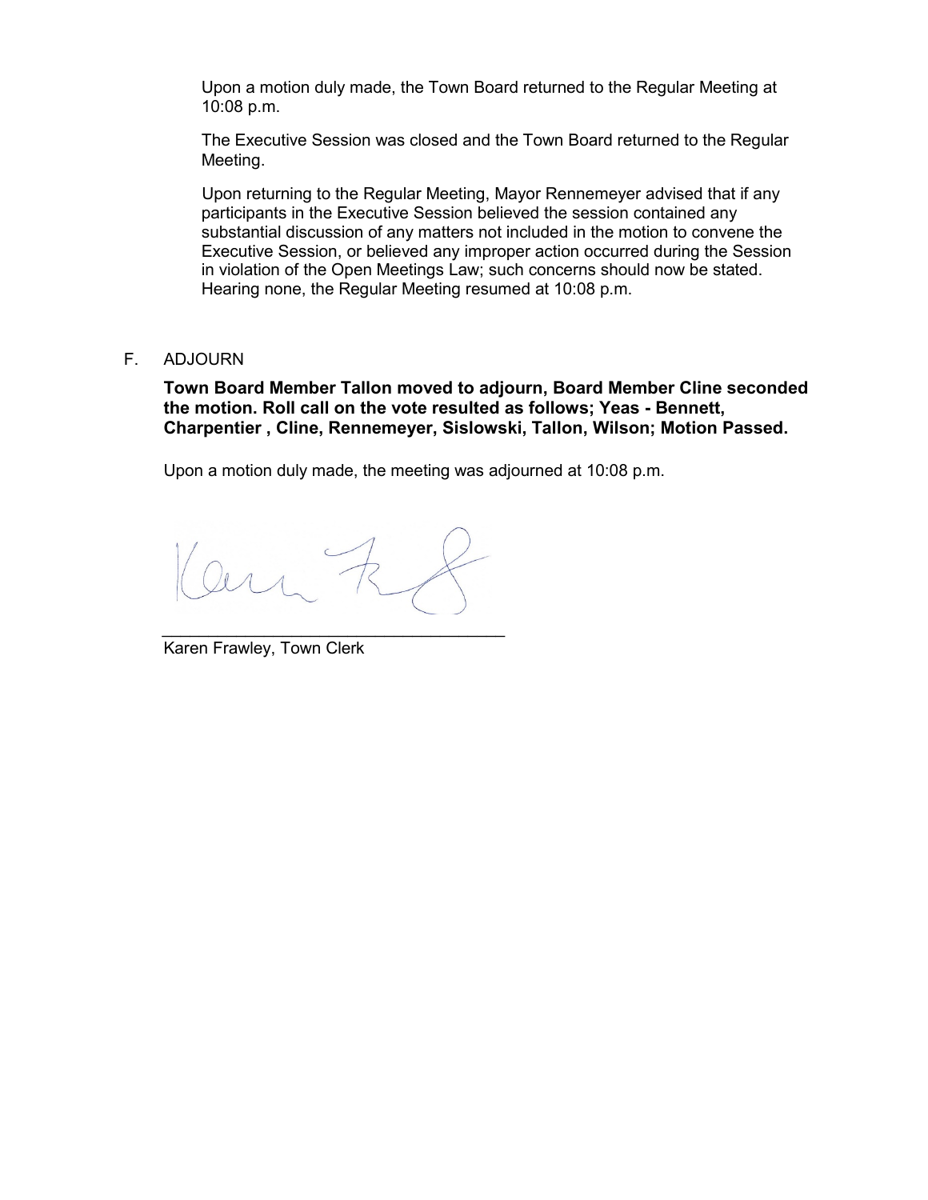Upon a motion duly made, the Town Board returned to the Regular Meeting at 10:08 p.m.

The Executive Session was closed and the Town Board returned to the Regular Meeting.

Upon returning to the Regular Meeting, Mayor Rennemeyer advised that if any participants in the Executive Session believed the session contained any substantial discussion of any matters not included in the motion to convene the Executive Session, or believed any improper action occurred during the Session in violation of the Open Meetings Law; such concerns should now be stated. Hearing none, the Regular Meeting resumed at 10:08 p.m.

F. ADJOURN

**Town Board Member Tallon moved to adjourn, Board Member Cline seconded the motion. Roll call on the vote resulted as follows; Yeas - Bennett, Charpentier , Cline, Rennemeyer, Sislowski, Tallon, Wilson; Motion Passed.**

Upon a motion duly made, the meeting was adjourned at 10:08 p.m.

\_\_\_\_\_\_\_\_\_\_\_\_\_\_\_\_\_\_\_\_\_\_\_\_\_\_\_\_\_\_\_\_\_\_\_\_

Karen Frawley, Town Clerk